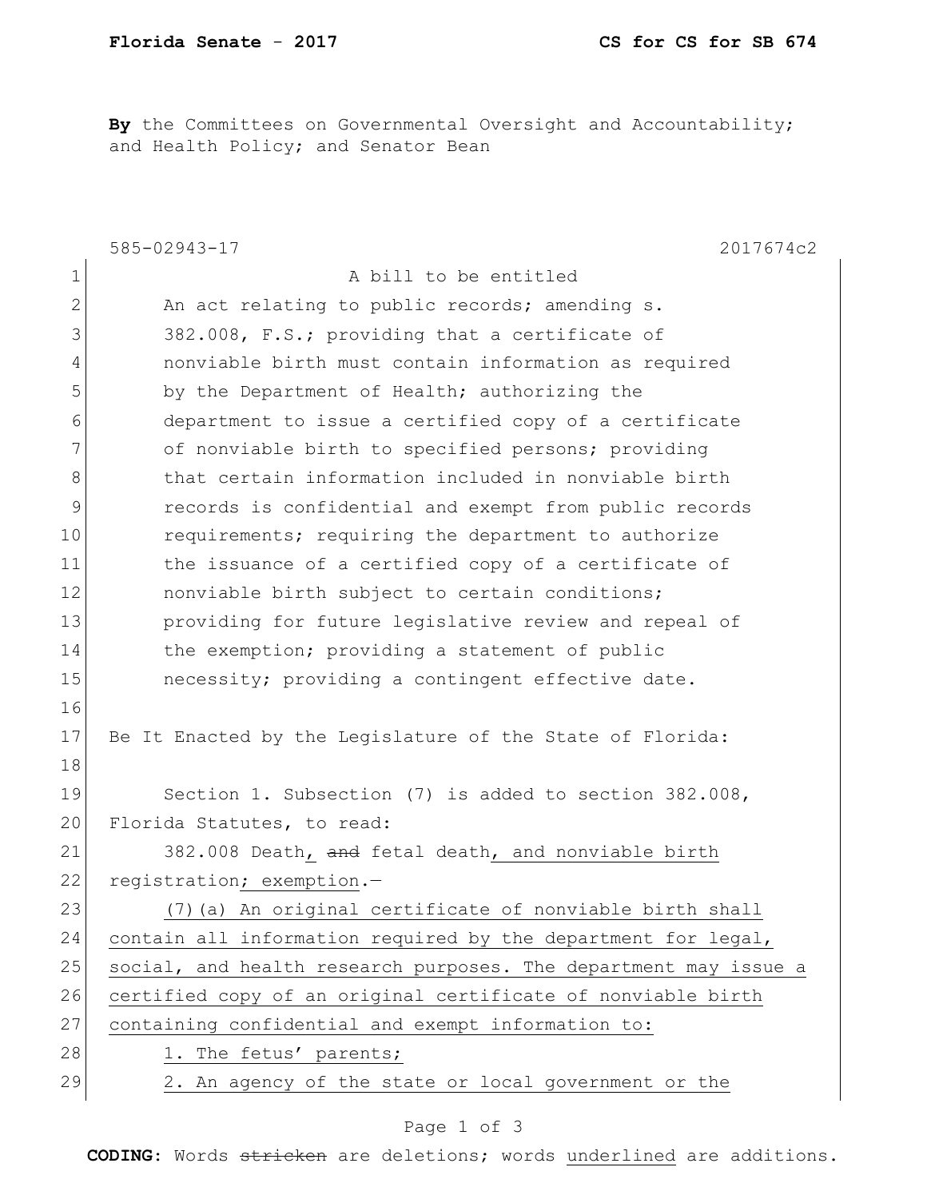**Florida Senate - 2017** **CS for CS for SB 674**

**By** the Committees on Governmental Oversight and Accountability; and Health Policy; and Senator Bean

585-02943-17 2017674c2

1 A bill to be entitled
2 An act relating to public records; amending s.
3 382.008, F.S.; providing that a certificate of
4 nonviable birth must contain information as required
5 by the Department of Health; authorizing the
6 department to issue a certified copy of a certificate
7 of nonviable birth to specified persons; providing
8 that certain information included in nonviable birth
9 records is confidential and exempt from public records
10 requirements; requiring the department to authorize
11 the issuance of a certified copy of a certificate of
12 nonviable birth subject to certain conditions;
13 providing for future legislative review and repeal of
14 the exemption; providing a statement of public
15 necessity; providing a contingent effective date.
16
17 Be It Enacted by the Legislature of the State of Florida:
18
19 Section 1. Subsection (7) is added to section 382.008,
20 Florida Statutes, to read:
21 382.008 Death, ~~and~~ fetal death, and nonviable birth
22 registration; exemption.—
23 (7)(a) An original certificate of nonviable birth shall
24 contain all information required by the department for legal,
25 social, and health research purposes. The department may issue a
26 certified copy of an original certificate of nonviable birth
27 containing confidential and exempt information to:
28 1. The fetus' parents;
29 2. An agency of the state or local government or the

**CODING:** Words ~~stricken~~ are deletions; words underlined are additions.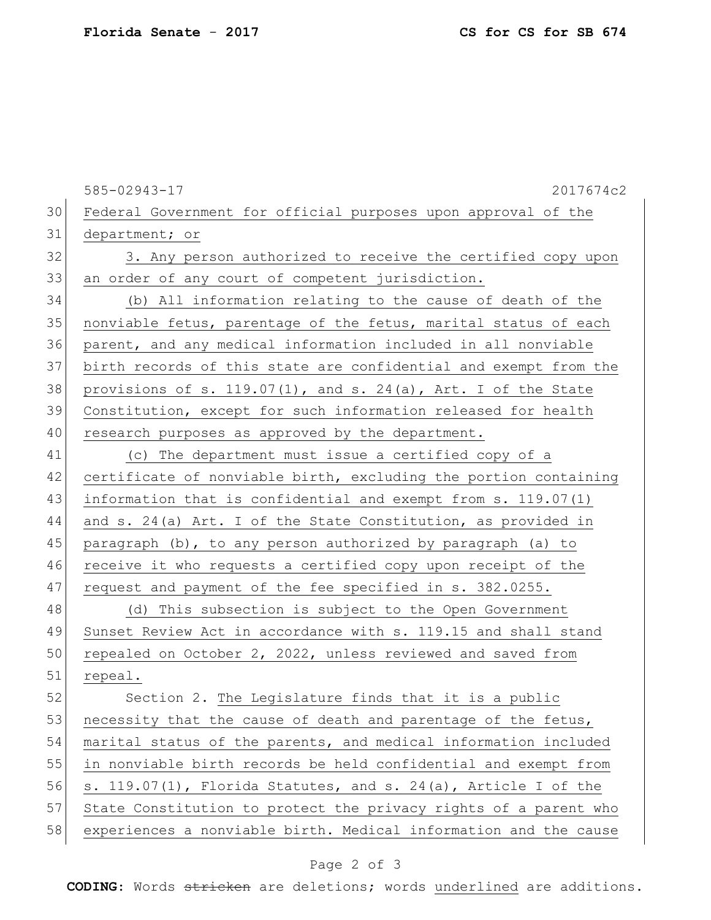Federal Government for official purposes upon approval of the department; or

3. Any person authorized to receive the certified copy upon an order of any court of competent jurisdiction.

(b) All information relating to the cause of death of the nonviable fetus, parentage of the fetus, marital status of each parent, and any medical information included in all nonviable birth records of this state are confidential and exempt from the provisions of s. 119.07(1), and s. 24(a), Art. I of the State Constitution, except for such information released for health research purposes as approved by the department.

(c) The department must issue a certified copy of a certificate of nonviable birth, excluding the portion containing information that is confidential and exempt from s. 119.07(1) and s. 24(a) Art. I of the State Constitution, as provided in paragraph (b), to any person authorized by paragraph (a) to receive it who requests a certified copy upon receipt of the request and payment of the fee specified in s. 382.0255.

(d) This subsection is subject to the Open Government Sunset Review Act in accordance with s. 119.15 and shall stand repealed on October 2, 2022, unless reviewed and saved from repeal.

Section 2. The Legislature finds that it is a public necessity that the cause of death and parentage of the fetus, marital status of the parents, and medical information included in nonviable birth records be held confidential and exempt from s. 119.07(1), Florida Statutes, and s. 24(a), Article I of the State Constitution to protect the privacy rights of a parent who experiences a nonviable birth. Medical information and the cause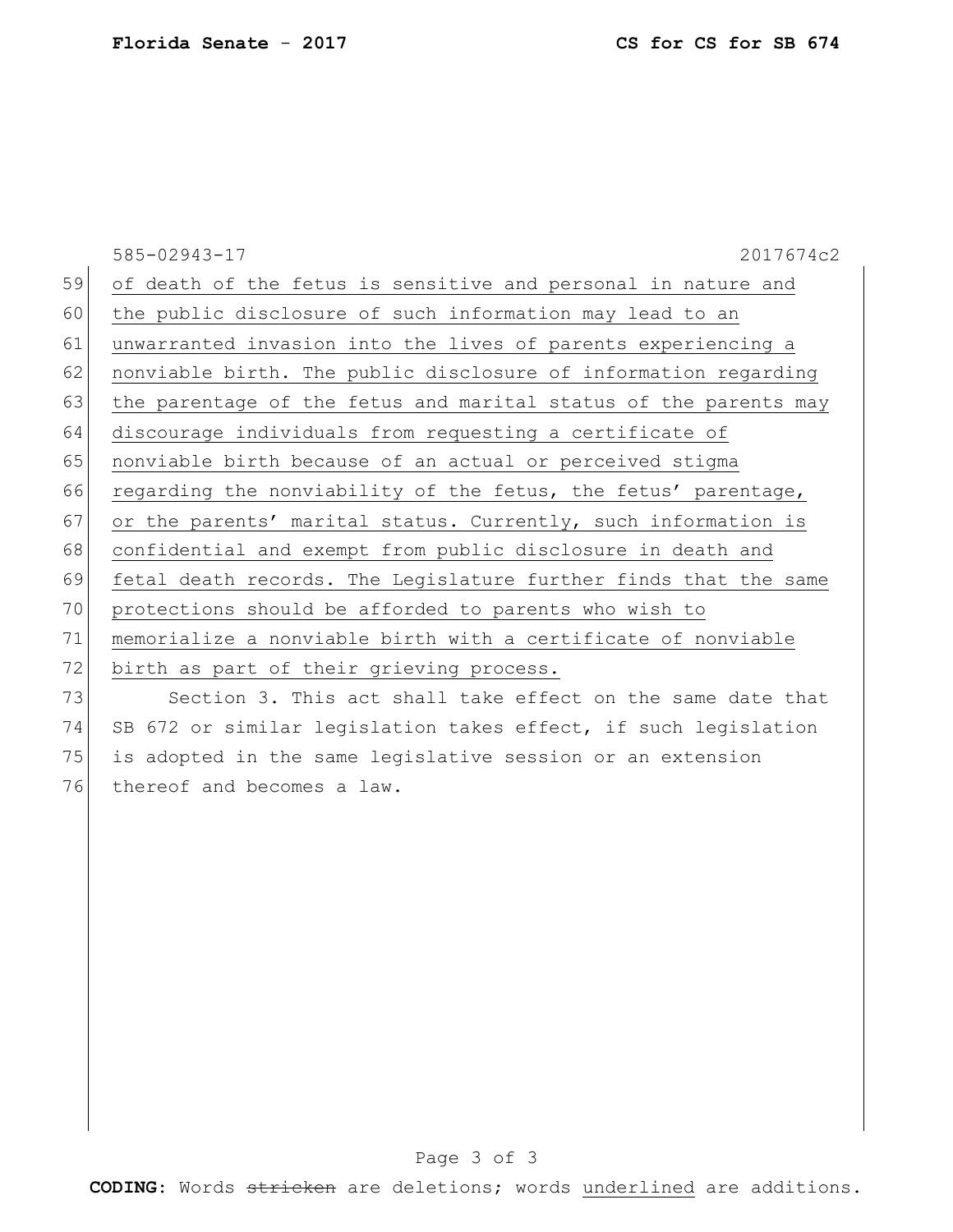585-02943-17 2017674c2

59 of death of the fetus is sensitive and personal in nature and
60 the public disclosure of such information may lead to an
61 unwarranted invasion into the lives of parents experiencing a
62 nonviable birth. The public disclosure of information regarding
63 the parentage of the fetus and marital status of the parents may
64 discourage individuals from requesting a certificate of
65 nonviable birth because of an actual or perceived stigma
66 regarding the nonviability of the fetus, the fetus' parentage,
67 or the parents' marital status. Currently, such information is
68 confidential and exempt from public disclosure in death and
69 fetal death records. The Legislature further finds that the same
70 protections should be afforded to parents who wish to
71 memorialize a nonviable birth with a certificate of nonviable
72 birth as part of their grieving process.
73 Section 3. This act shall take effect on the same date that
74 SB 672 or similar legislation takes effect, if such legislation
75 is adopted in the same legislative session or an extension
76 thereof and becomes a law.

**CODING:** Words ~~stricken~~ are deletions; words underlined are additions.